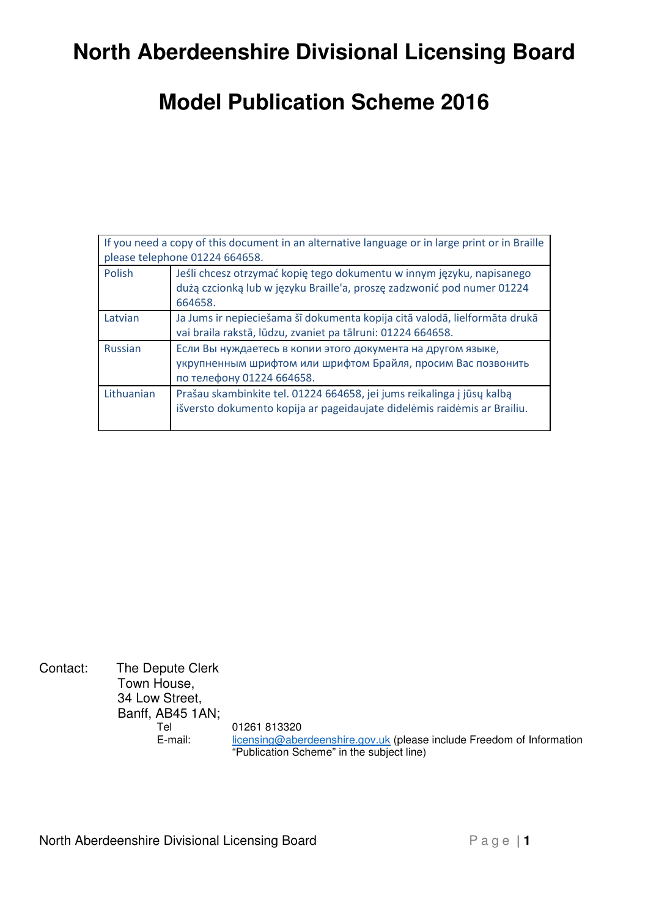# North Aberdeenshire Divisional Licensing Board

# Model Publication Scheme 2016

| If you need a copy of this document in an alternative language or in large print or in Braille please telephone 01224 664658. | |
|---|---|
| Polish | Jeśli chcesz otrzymać kopię tego dokumentu w innym języku, napisanego dużą czcionką lub w języku Braille'a, proszę zadzwonić pod numer 01224 664658. |
| Latvian | Ja Jums ir nepieciešama šī dokumenta kopija citā valodā, lielformāta drukā vai braila rakstā, lūdzu, zvaniet pa tālruni: 01224 664658. |
| Russian | Если Вы нуждаетесь в копии этого документа на другом языке, укрупненным шрифтом или шрифтом Брайля, просим Вас позвонить по телефону 01224 664658. |
| Lithuanian | Prašau skambinkite tel. 01224 664658, jei jums reikalinga į jūsų kalbą išversto dokumento kopija ar pageidaujate didelėmis raidėmis ar Brailiu. |

Contact: The Depute Clerk
Town House,
34 Low Street,
Banff, AB45 1AN;

Tel: 01261 813320

E-mail: licensing@aberdeenshire.gov.uk (please include Freedom of Information "Publication Scheme" in the subject line)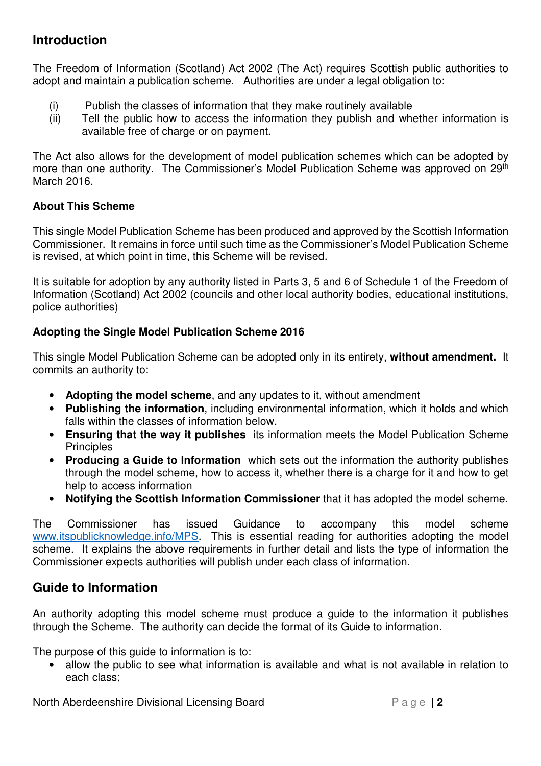## Introduction

The Freedom of Information (Scotland) Act 2002 (The Act) requires Scottish public authorities to adopt and maintain a publication scheme. Authorities are under a legal obligation to:

(i) Publish the classes of information that they make routinely available
(ii) Tell the public how to access the information they publish and whether information is available free of charge or on payment.

The Act also allows for the development of model publication schemes which can be adopted by more than one authority. The Commissioner's Model Publication Scheme was approved on 29th March 2016.

### About This Scheme

This single Model Publication Scheme has been produced and approved by the Scottish Information Commissioner. It remains in force until such time as the Commissioner's Model Publication Scheme is revised, at which point in time, this Scheme will be revised.

It is suitable for adoption by any authority listed in Parts 3, 5 and 6 of Schedule 1 of the Freedom of Information (Scotland) Act 2002 (councils and other local authority bodies, educational institutions, police authorities)

### Adopting the Single Model Publication Scheme 2016

This single Model Publication Scheme can be adopted only in its entirety, **without amendment.** It commits an authority to:

- **Adopting the model scheme**, and any updates to it, without amendment
- **Publishing the information**, including environmental information, which it holds and which falls within the classes of information below.
- **Ensuring that the way it publishes** its information meets the Model Publication Scheme Principles
- **Producing a Guide to Information** which sets out the information the authority publishes through the model scheme, how to access it, whether there is a charge for it and how to get help to access information
- **Notifying the Scottish Information Commissioner** that it has adopted the model scheme.

The Commissioner has issued Guidance to accompany this model scheme www.itspublicknowledge.info/MPS. This is essential reading for authorities adopting the model scheme. It explains the above requirements in further detail and lists the type of information the Commissioner expects authorities will publish under each class of information.

## Guide to Information

An authority adopting this model scheme must produce a guide to the information it publishes through the Scheme. The authority can decide the format of its Guide to information.

The purpose of this guide to information is to:

- allow the public to see what information is available and what is not available in relation to each class;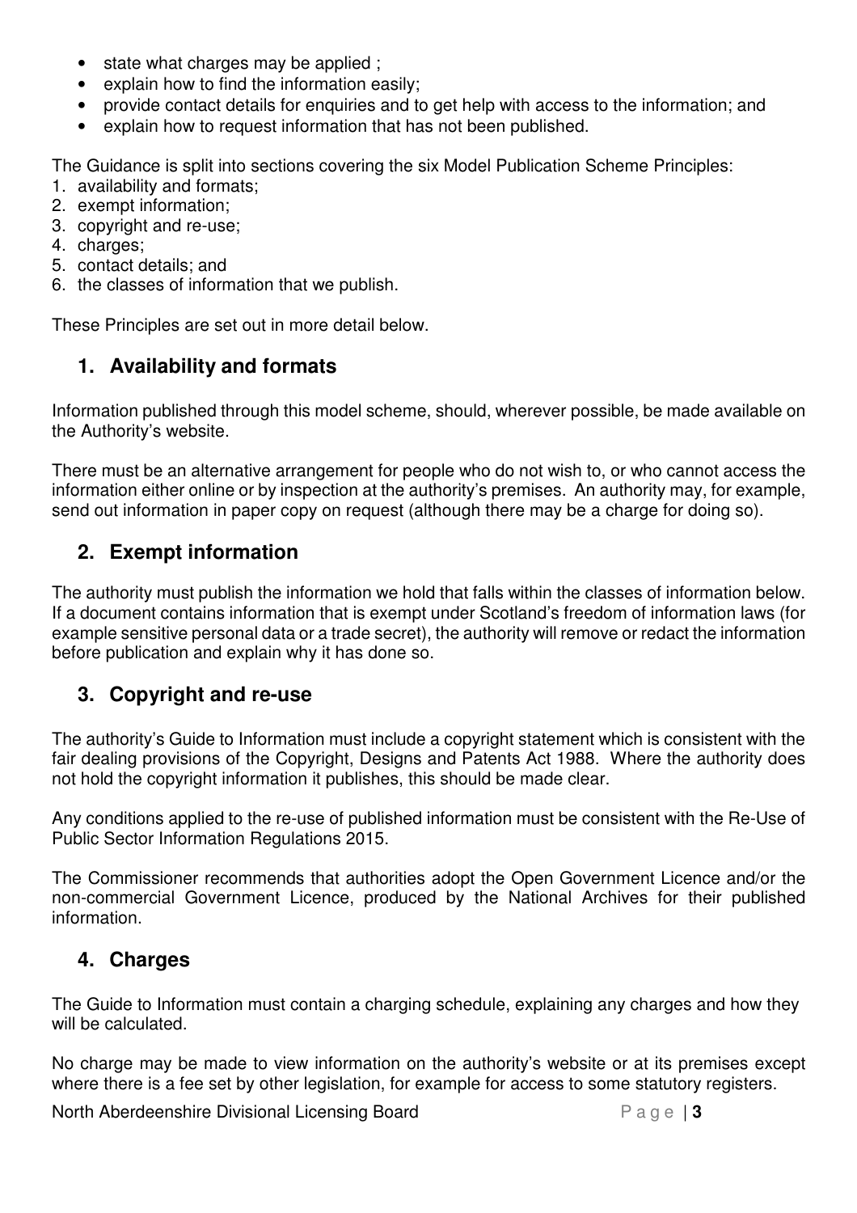- state what charges may be applied ;
- explain how to find the information easily;
- provide contact details for enquiries and to get help with access to the information; and
- explain how to request information that has not been published.

The Guidance is split into sections covering the six Model Publication Scheme Principles:

1. availability and formats;
2. exempt information;
3. copyright and re-use;
4. charges;
5. contact details; and
6. the classes of information that we publish.

These Principles are set out in more detail below.

## 1. Availability and formats

Information published through this model scheme, should, wherever possible, be made available on the Authority's website.

There must be an alternative arrangement for people who do not wish to, or who cannot access the information either online or by inspection at the authority's premises. An authority may, for example, send out information in paper copy on request (although there may be a charge for doing so).

## 2. Exempt information

The authority must publish the information we hold that falls within the classes of information below. If a document contains information that is exempt under Scotland's freedom of information laws (for example sensitive personal data or a trade secret), the authority will remove or redact the information before publication and explain why it has done so.

## 3. Copyright and re-use

The authority's Guide to Information must include a copyright statement which is consistent with the fair dealing provisions of the Copyright, Designs and Patents Act 1988. Where the authority does not hold the copyright information it publishes, this should be made clear.

Any conditions applied to the re-use of published information must be consistent with the Re-Use of Public Sector Information Regulations 2015.

The Commissioner recommends that authorities adopt the Open Government Licence and/or the non-commercial Government Licence, produced by the National Archives for their published information.

## 4. Charges

The Guide to Information must contain a charging schedule, explaining any charges and how they will be calculated.

No charge may be made to view information on the authority's website or at its premises except where there is a fee set by other legislation, for example for access to some statutory registers.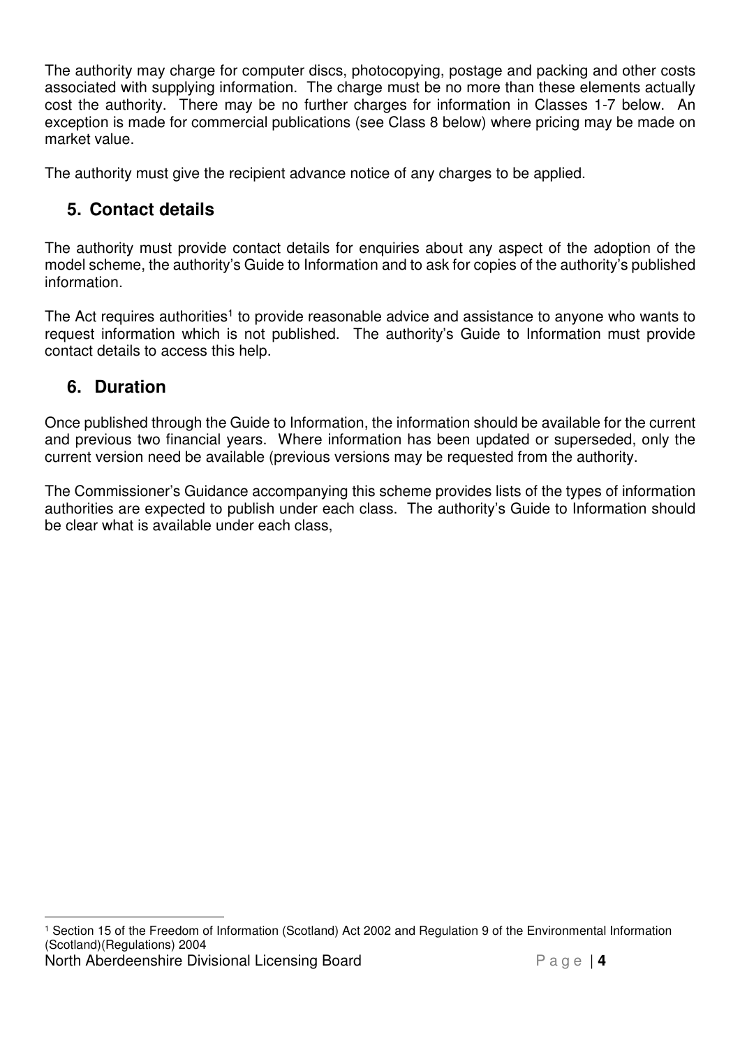The authority may charge for computer discs, photocopying, postage and packing and other costs associated with supplying information. The charge must be no more than these elements actually cost the authority. There may be no further charges for information in Classes 1-7 below. An exception is made for commercial publications (see Class 8 below) where pricing may be made on market value.

The authority must give the recipient advance notice of any charges to be applied.

## 5. Contact details

The authority must provide contact details for enquiries about any aspect of the adoption of the model scheme, the authority's Guide to Information and to ask for copies of the authority's published information.

The Act requires authorities[1] to provide reasonable advice and assistance to anyone who wants to request information which is not published. The authority's Guide to Information must provide contact details to access this help.

## 6. Duration

Once published through the Guide to Information, the information should be available for the current and previous two financial years. Where information has been updated or superseded, only the current version need be available (previous versions may be requested from the authority.

The Commissioner's Guidance accompanying this scheme provides lists of the types of information authorities are expected to publish under each class. The authority's Guide to Information should be clear what is available under each class,

---

[1] Section 15 of the Freedom of Information (Scotland) Act 2002 and Regulation 9 of the Environmental Information (Scotland)(Regulations) 2004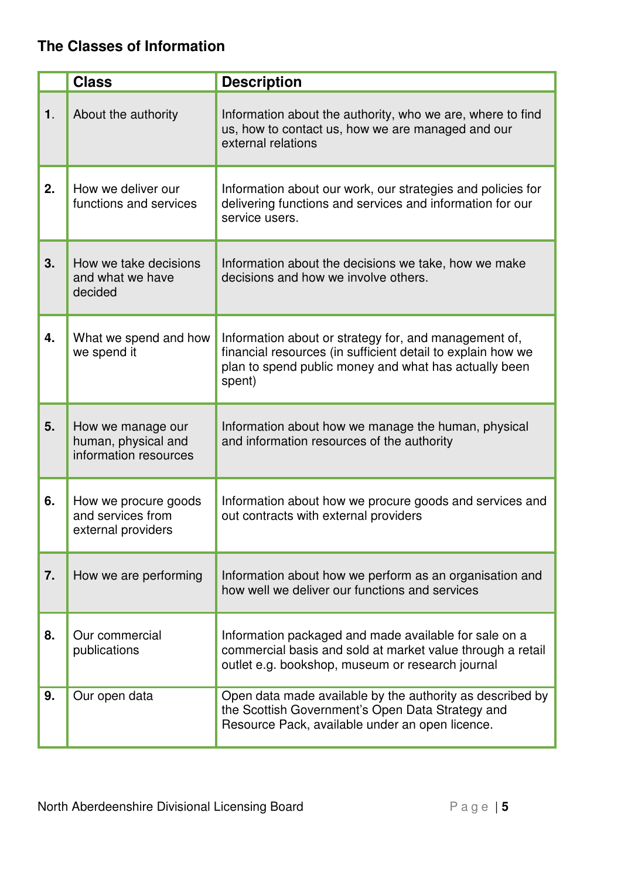### The Classes of Information

| | Class | Description |
|---|---|---|
| 1. | About the authority | Information about the authority, who we are, where to find us, how to contact us, how we are managed and our external relations |
| 2. | How we deliver our functions and services | Information about our work, our strategies and policies for delivering functions and services and information for our service users. |
| 3. | How we take decisions and what we have decided | Information about the decisions we take, how we make decisions and how we involve others. |
| 4. | What we spend and how we spend it | Information about or strategy for, and management of, financial resources (in sufficient detail to explain how we plan to spend public money and what has actually been spent) |
| 5. | How we manage our human, physical and information resources | Information about how we manage the human, physical and information resources of the authority |
| 6. | How we procure goods and services from external providers | Information about how we procure goods and services and out contracts with external providers |
| 7. | How we are performing | Information about how we perform as an organisation and how well we deliver our functions and services |
| 8. | Our commercial publications | Information packaged and made available for sale on a commercial basis and sold at market value through a retail outlet e.g. bookshop, museum or research journal |
| 9. | Our open data | Open data made available by the authority as described by the Scottish Government's Open Data Strategy and Resource Pack, available under an open licence. |